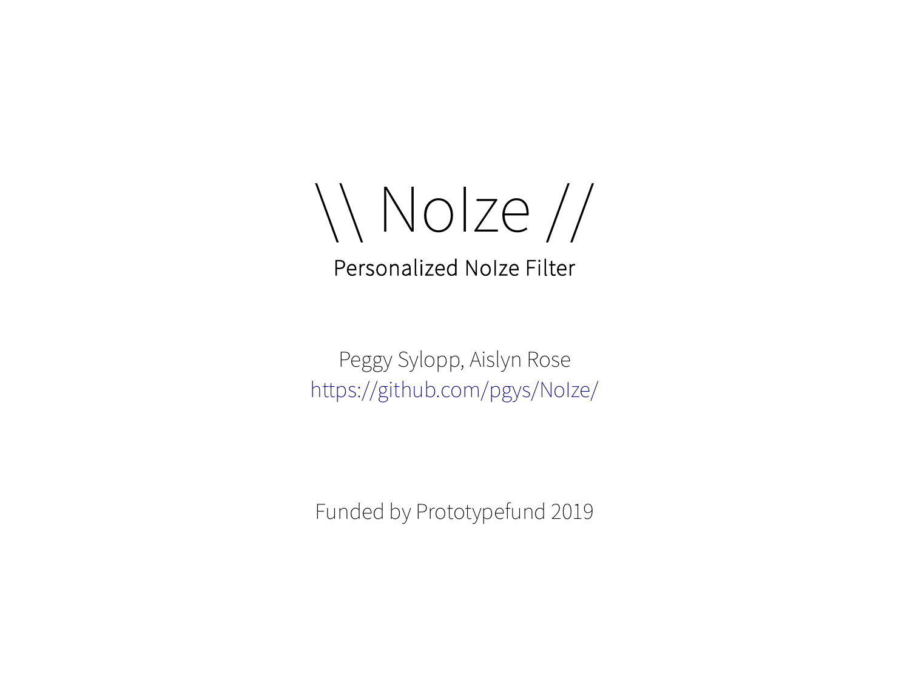# \\ NoIze //

Personalized NoIze Filter

Peggy Sylopp, Aislyn Rose

https://github.com/pgys/NoIze/

Funded by Prototypefund 2019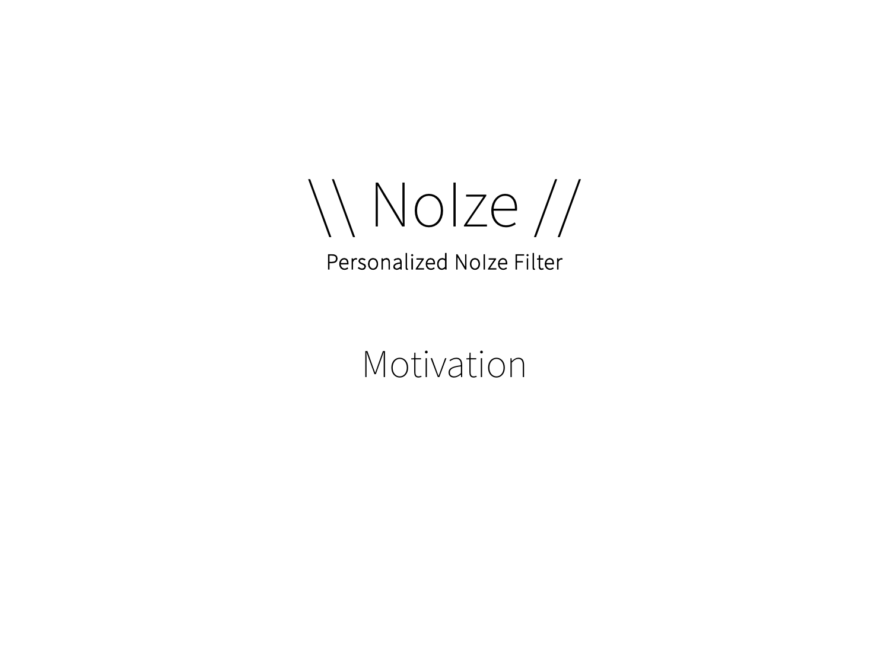# \\ NoIze //

Personalized NoIze Filter

## Motivation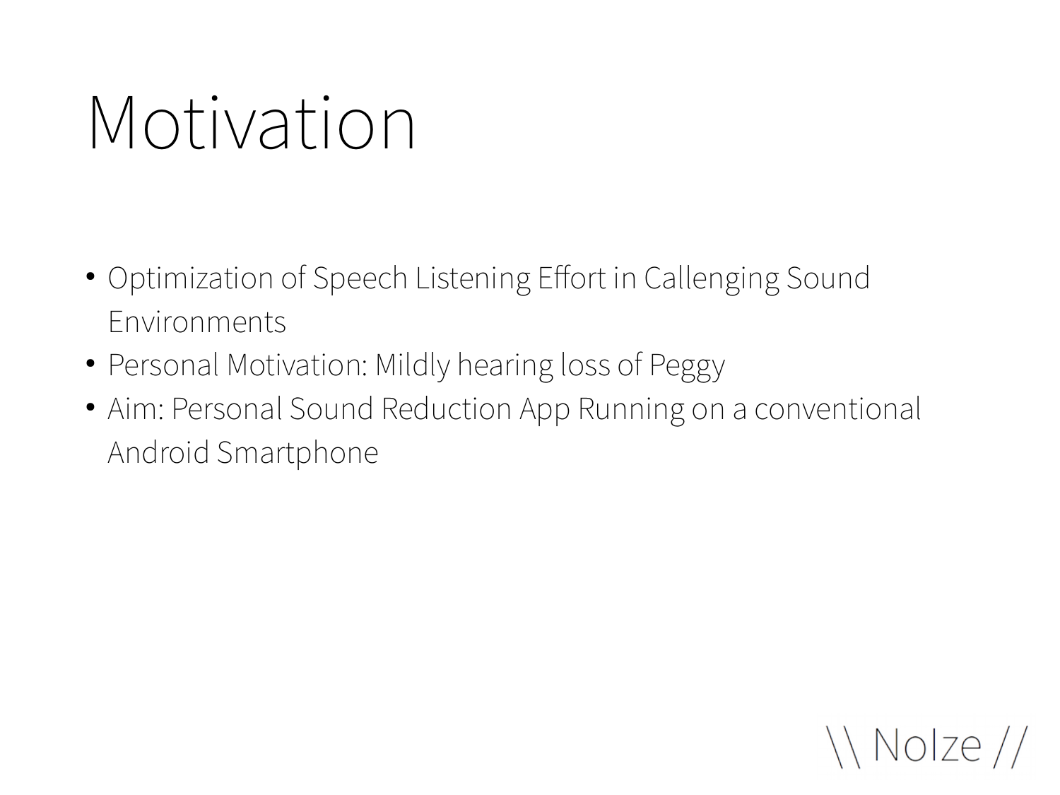# Motivation

- Optimization of Speech Listening Effort in Callenging Sound Environments
- Personal Motivation: Mildly hearing loss of Peggy
- Aim: Personal Sound Reduction App Running on a conventional Android Smartphone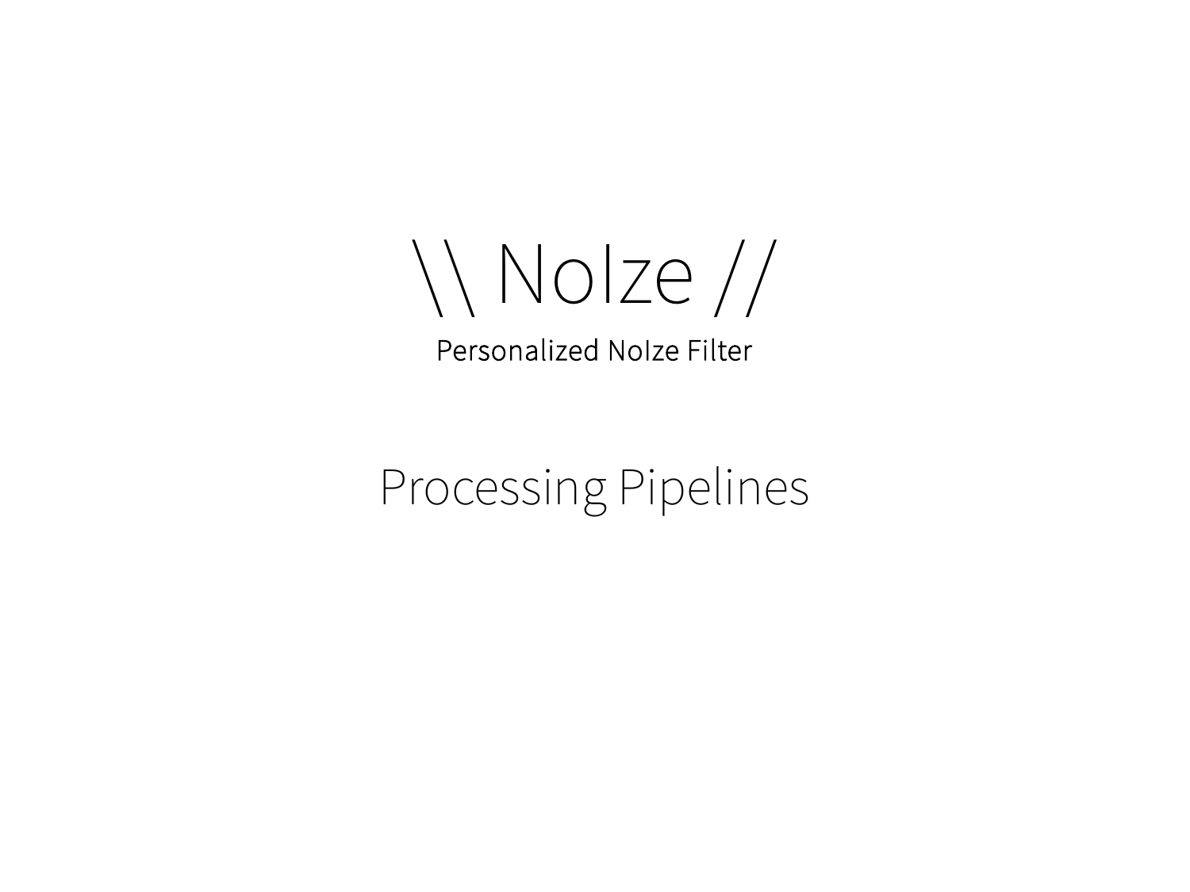# \\ NoIze //

Personalized NoIze Filter

## Processing Pipelines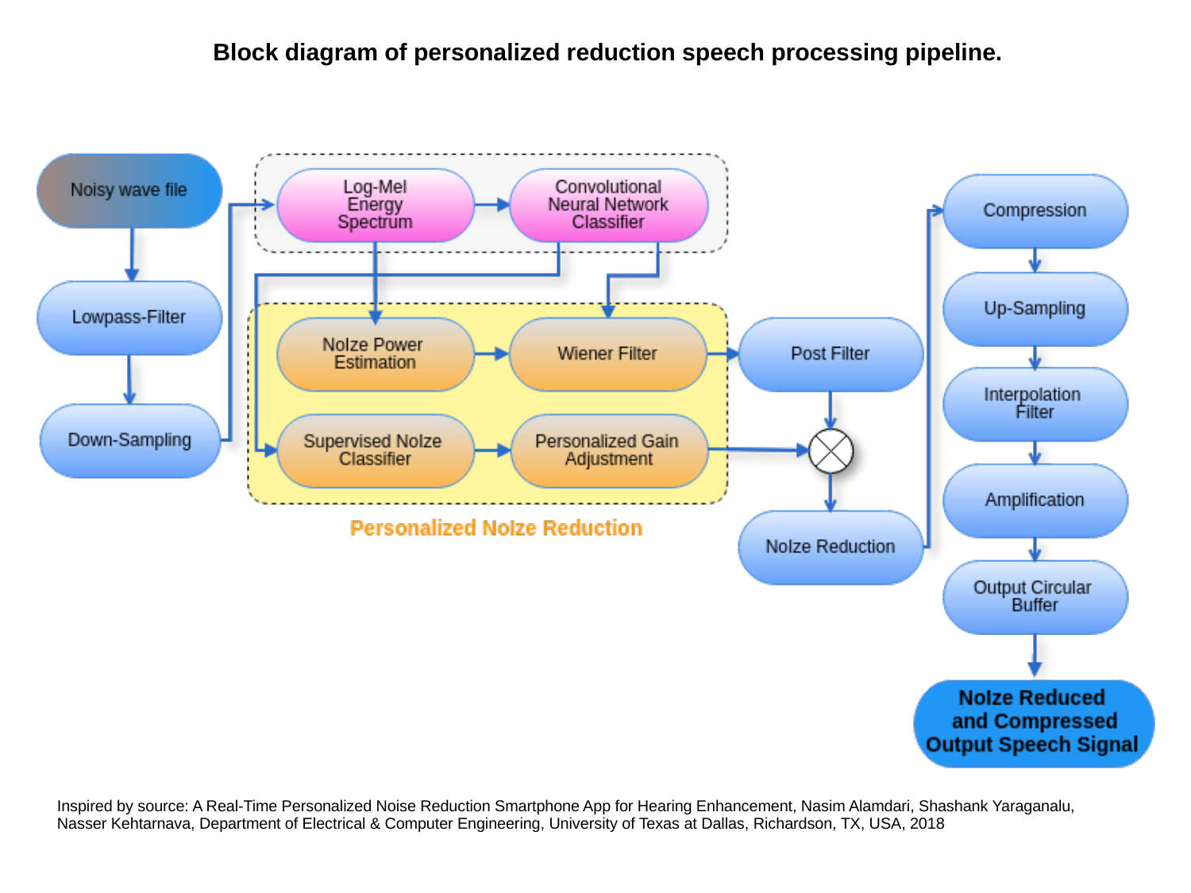# Block diagram of personalized reduction speech processing pipeline.

Noisy wave file → Lowpass-Filter → Down-Sampling

Log-Mel Energy Spectrum → Convolutional Neural Network Classifier

**Personalized NoIze Reduction**

- NoIze Power Estimation → Wiener Filter
- Supervised NoIze Classifier → Personalized Gain Adjustment

Post Filter → NoIze Reduction

Compression → Up-Sampling → Interpolation Filter → Amplification → Output Circular Buffer

**NoIze Reduced and Compressed Output Speech Signal**

Inspired by source: A Real-Time Personalized Noise Reduction Smartphone App for Hearing Enhancement, Nasim Alamdari, Shashank Yaraganalu, Nasser Kehtarnava, Department of Electrical & Computer Engineering, University of Texas at Dallas, Richardson, TX, USA, 2018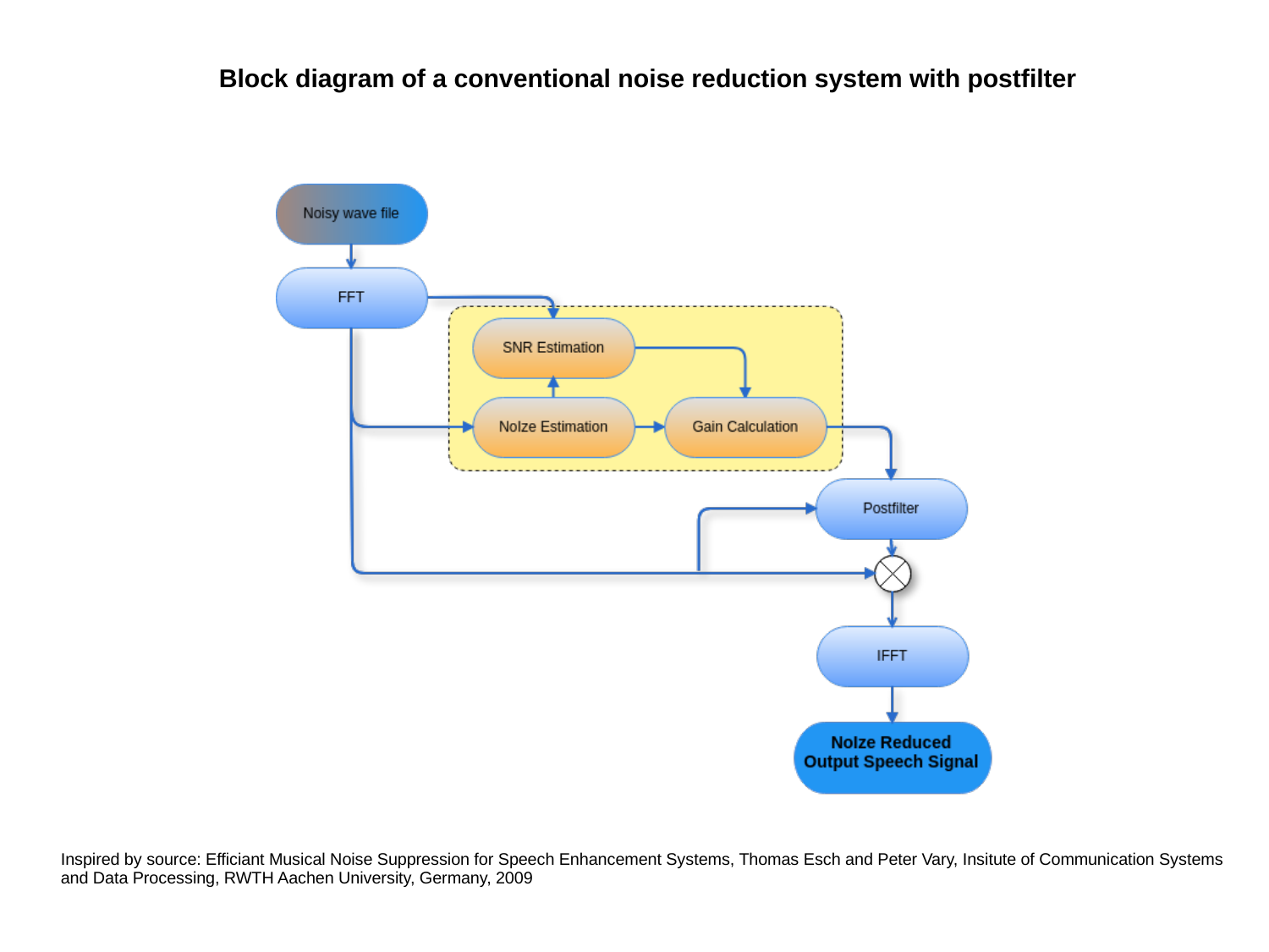# Block diagram of a conventional noise reduction system with postfilter

Noisy wave file

FFT

SNR Estimation

NoIze Estimation

Gain Calculation

Postfilter

IFFT

**NoIze Reduced Output Speech Signal**

Inspired by source: Efficiant Musical Noise Suppression for Speech Enhancement Systems, Thomas Esch and Peter Vary, Insitute of Communication Systems and Data Processing, RWTH Aachen University, Germany, 2009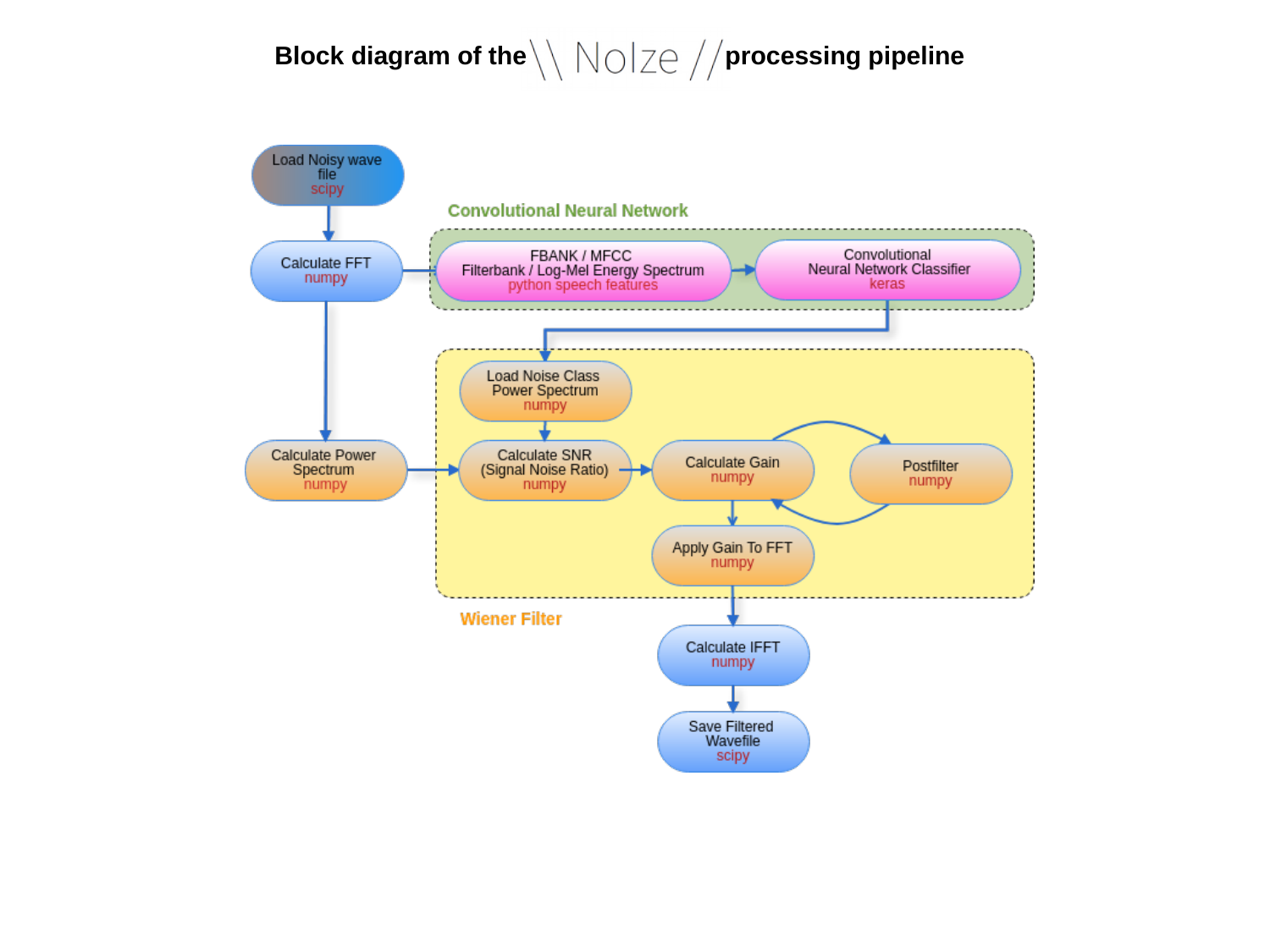# Block diagram of the \\ NoIze // processing pipeline

**Convolutional Neural Network**

- Load Noisy wave file — scipy
- Calculate FFT — numpy
- FBANK / MFCC Filterbank / Log-Mel Energy Spectrum — python speech features
- Convolutional Neural Network Classifier — keras

**Wiener Filter**

- Load Noise Class Power Spectrum — numpy
- Calculate Power Spectrum — numpy
- Calculate SNR (Signal Noise Ratio) — numpy
- Calculate Gain — numpy
- Postfilter — numpy
- Apply Gain To FFT — numpy
- Calculate IFFT — numpy
- Save Filtered Wavefile — scipy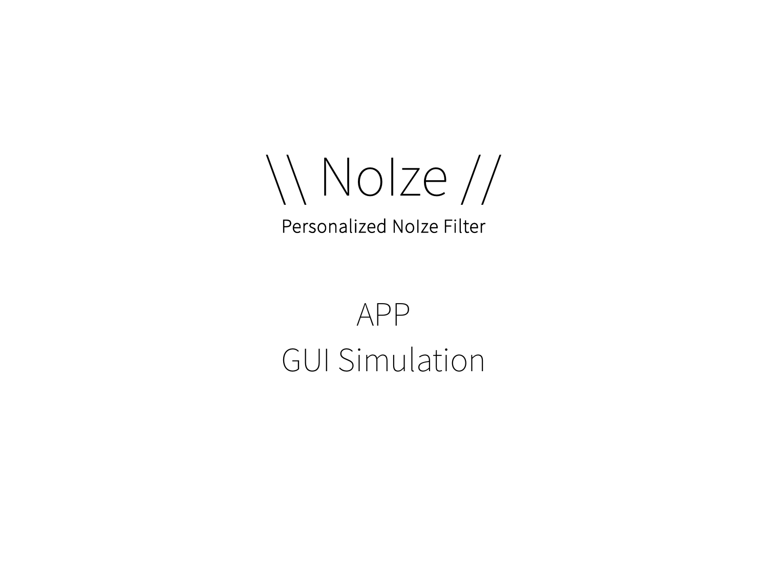# \\ NoIze //

Personalized NoIze Filter

## APP
## GUI Simulation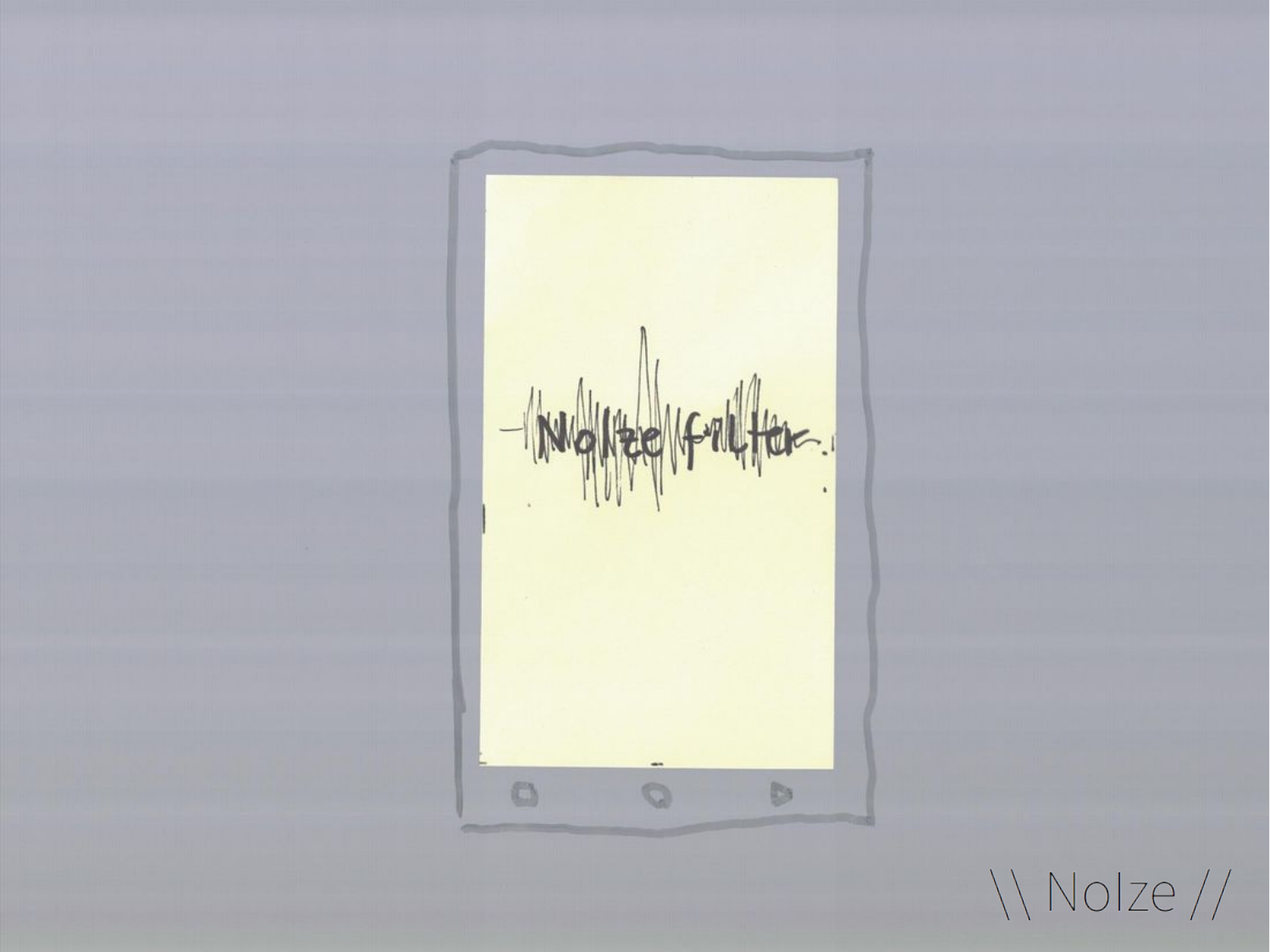NoIze filter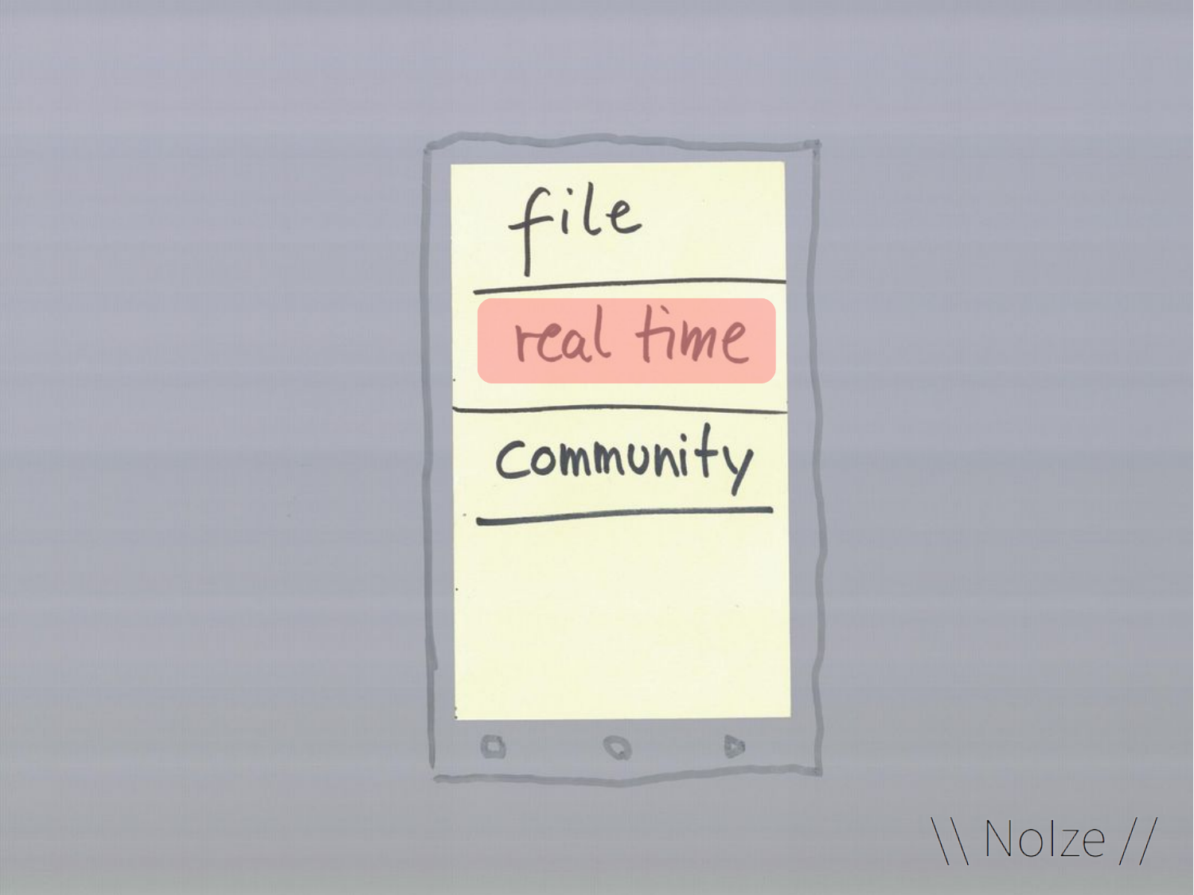file

real time

community

\\ NoIze //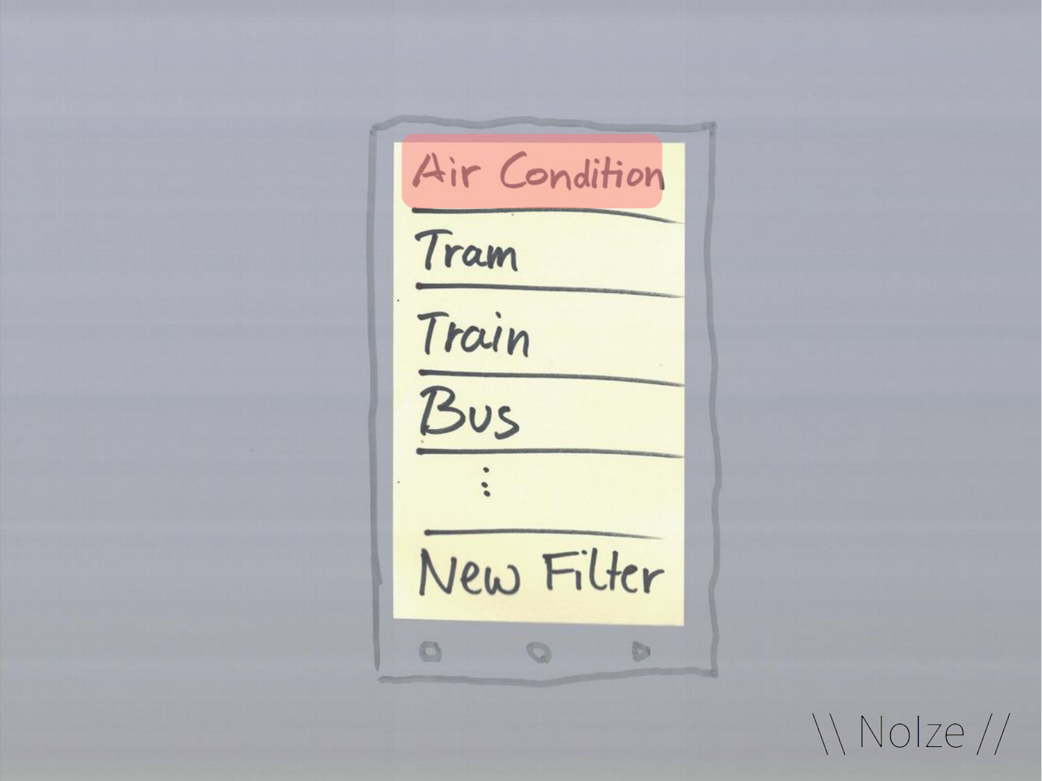Air Condition

Tram

Train

Bus

⋮

New Filter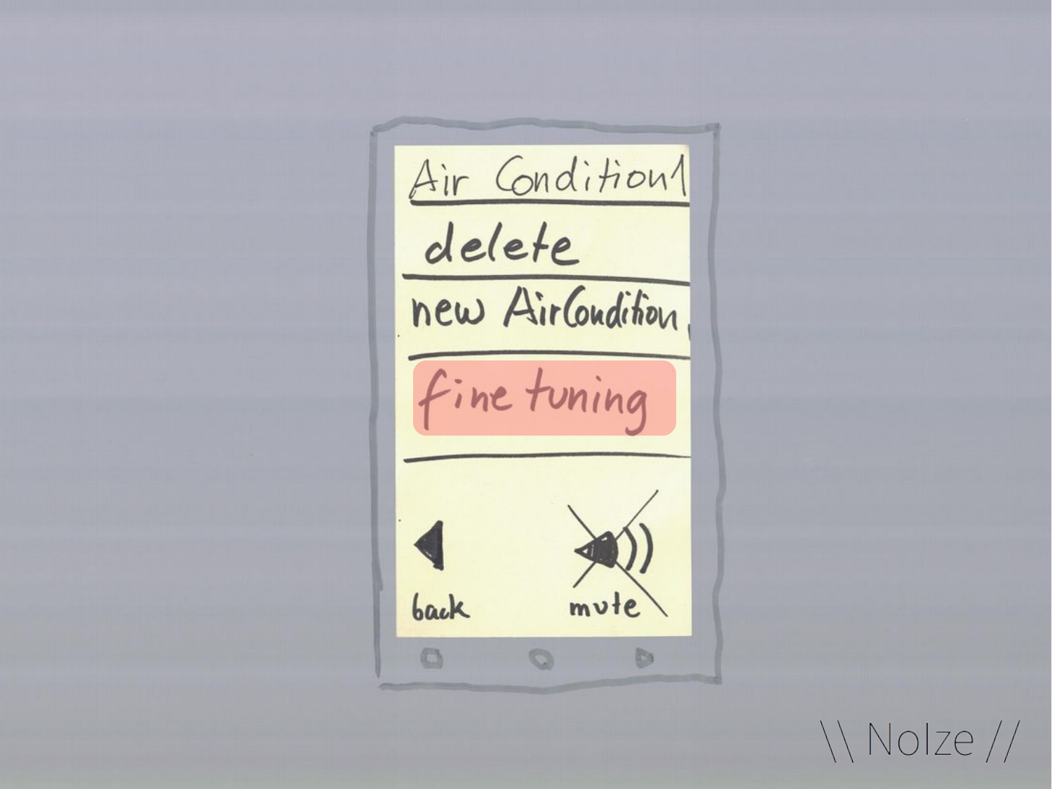Air Condition1

delete

new AirCondition

fine tuning

back

mute

\\ NoIze //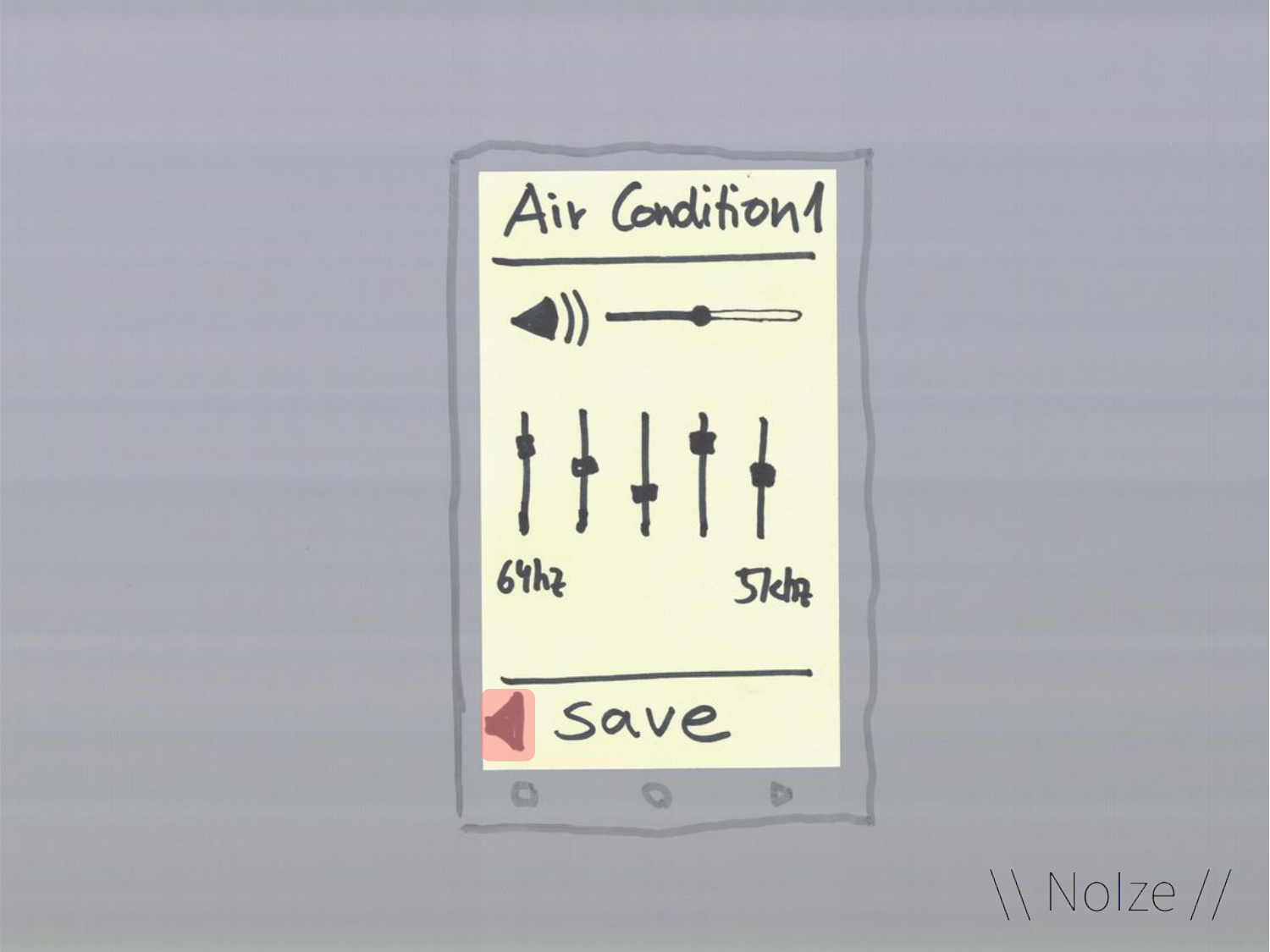Air Condition1

64hz

5khz

Save

\\ NoIze //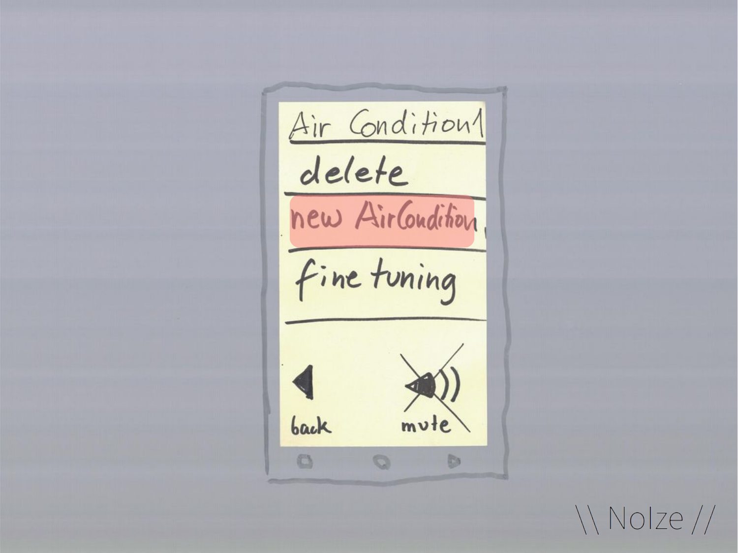Air Condition1

delete

new AirCondition

fine tuning

back

mute

\\ NoIze //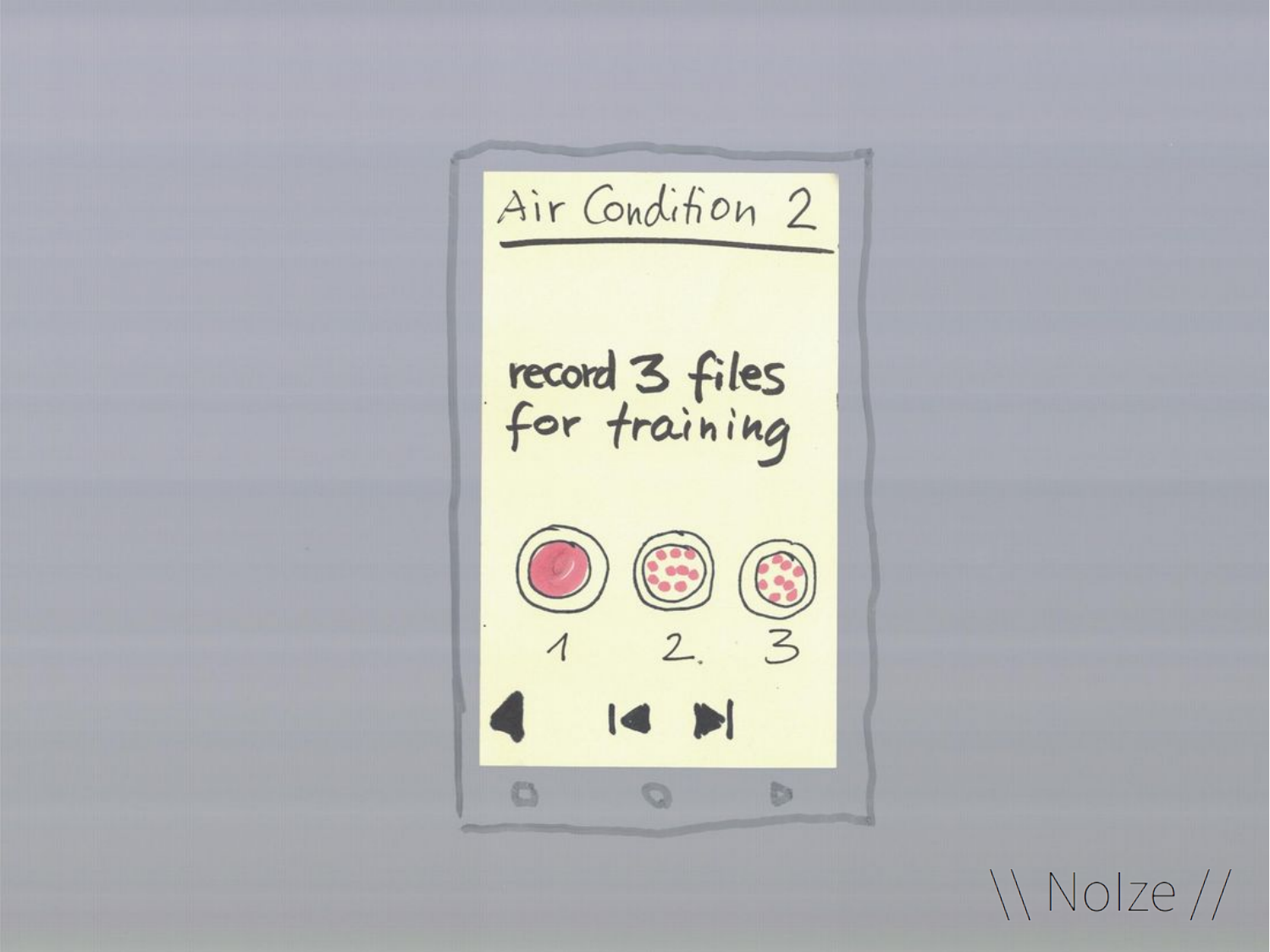Air Condition 2

record 3 files for training

1 2. 3

\\ NoIze //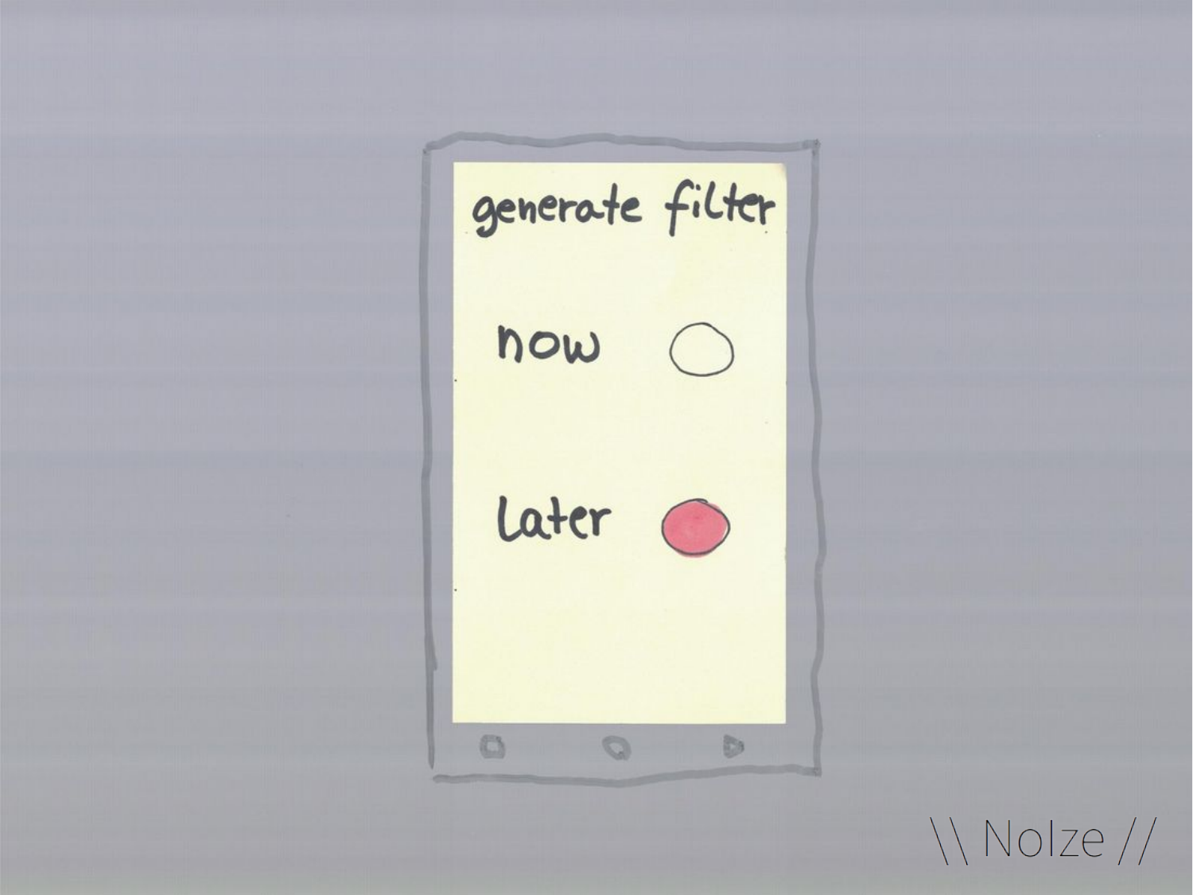generate filter

now

later

\\ NoIze //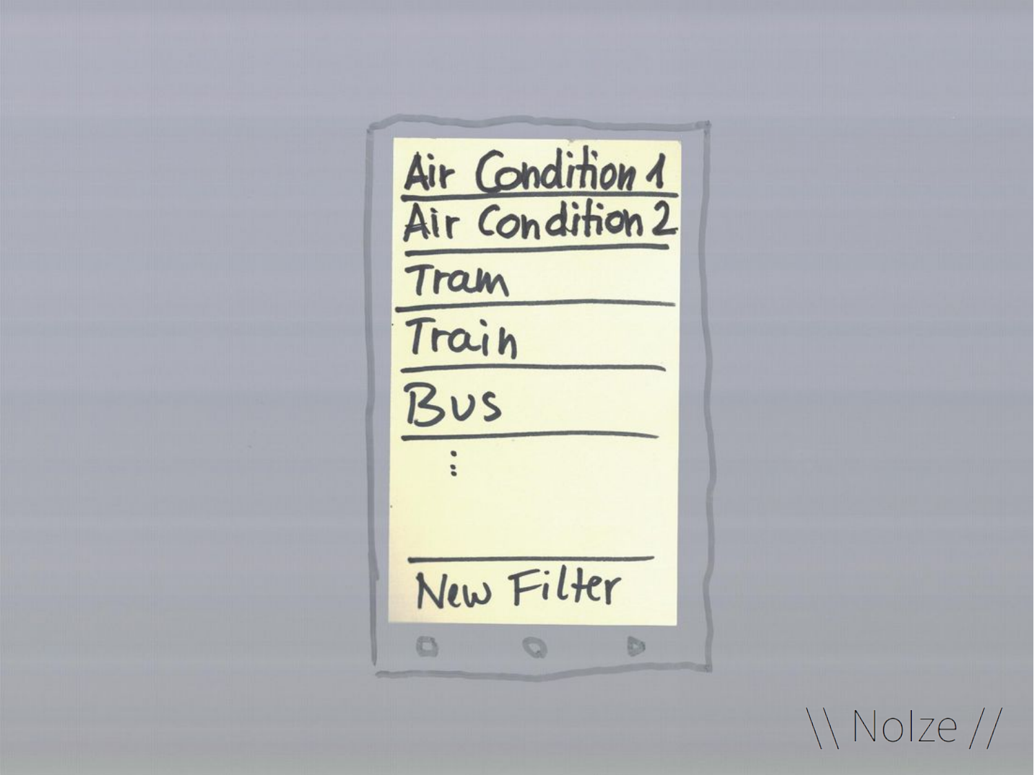Air Condition 1

Air Condition 2

Tram

Train

Bus

⋮

New Filter

\\ Nolze //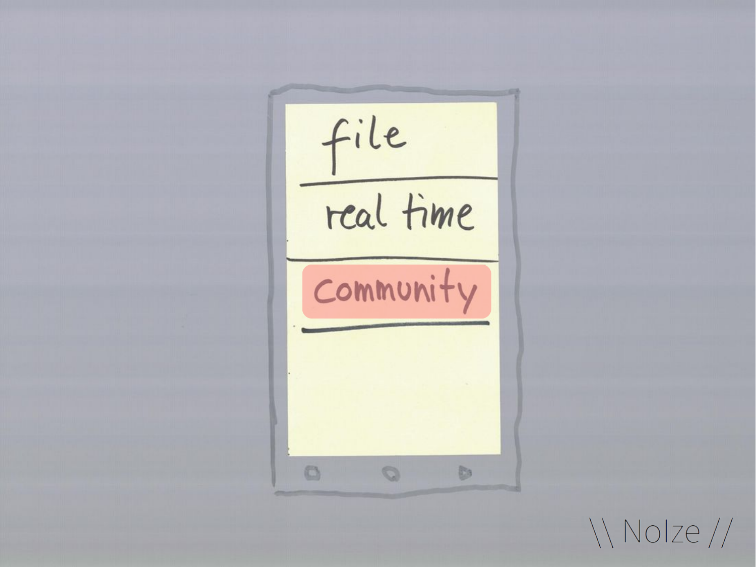file

real time

community

\\ NoIze //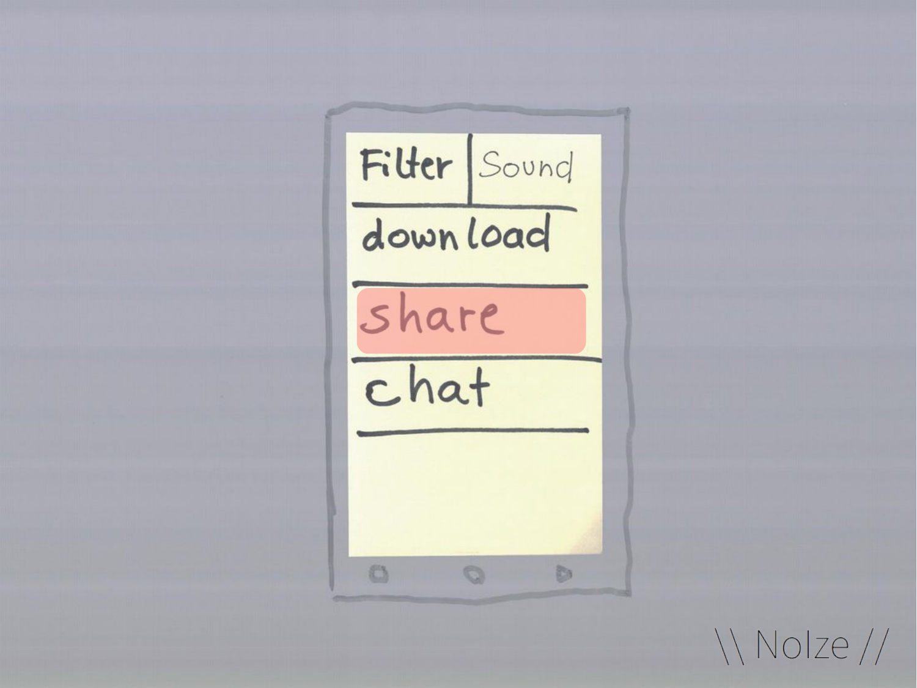Filter | Sound

download

share

chat

\\ NoIze //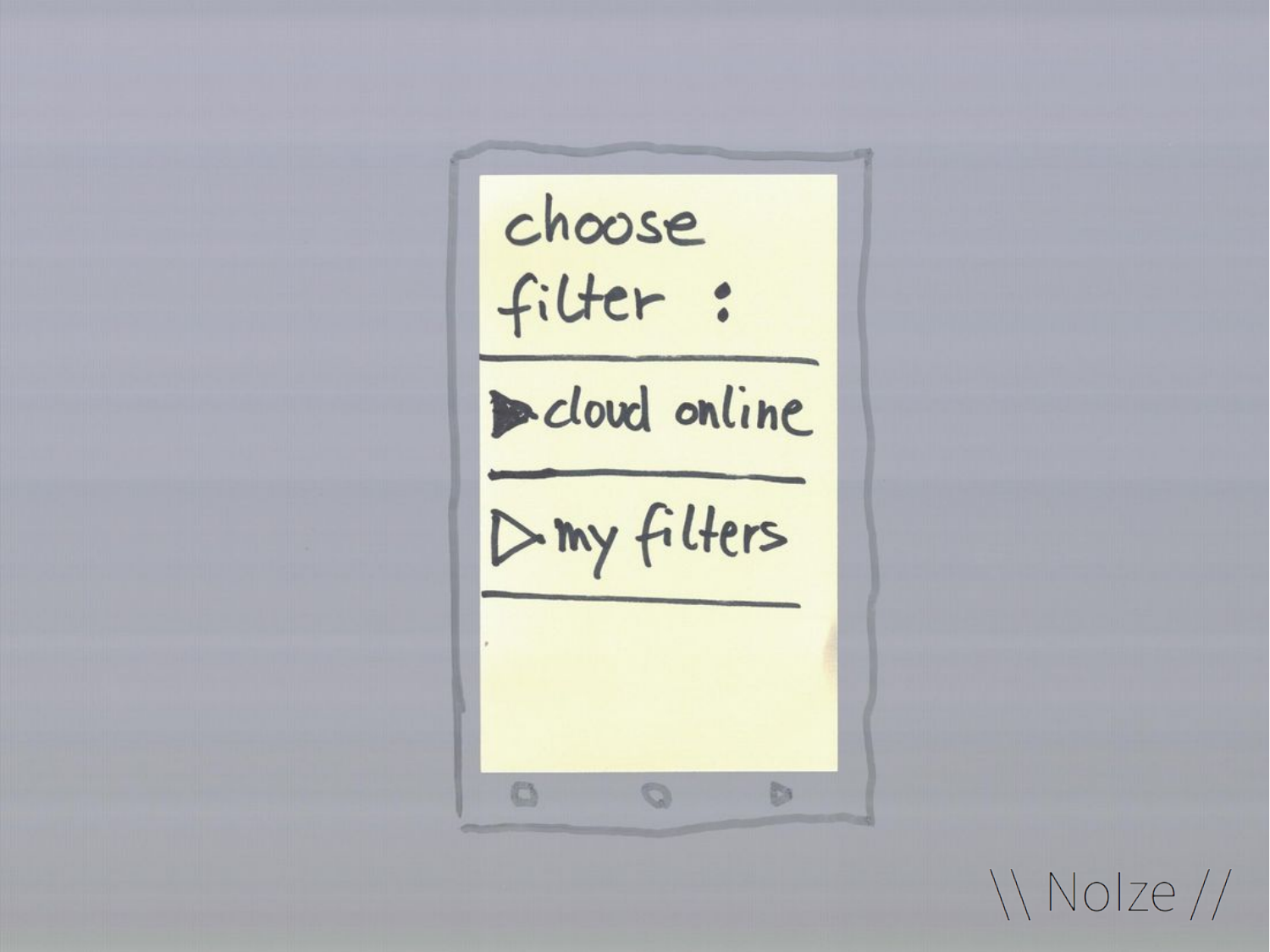choose filter :

- ▶ cloud online
- ▷ my filters

\\ NoIze //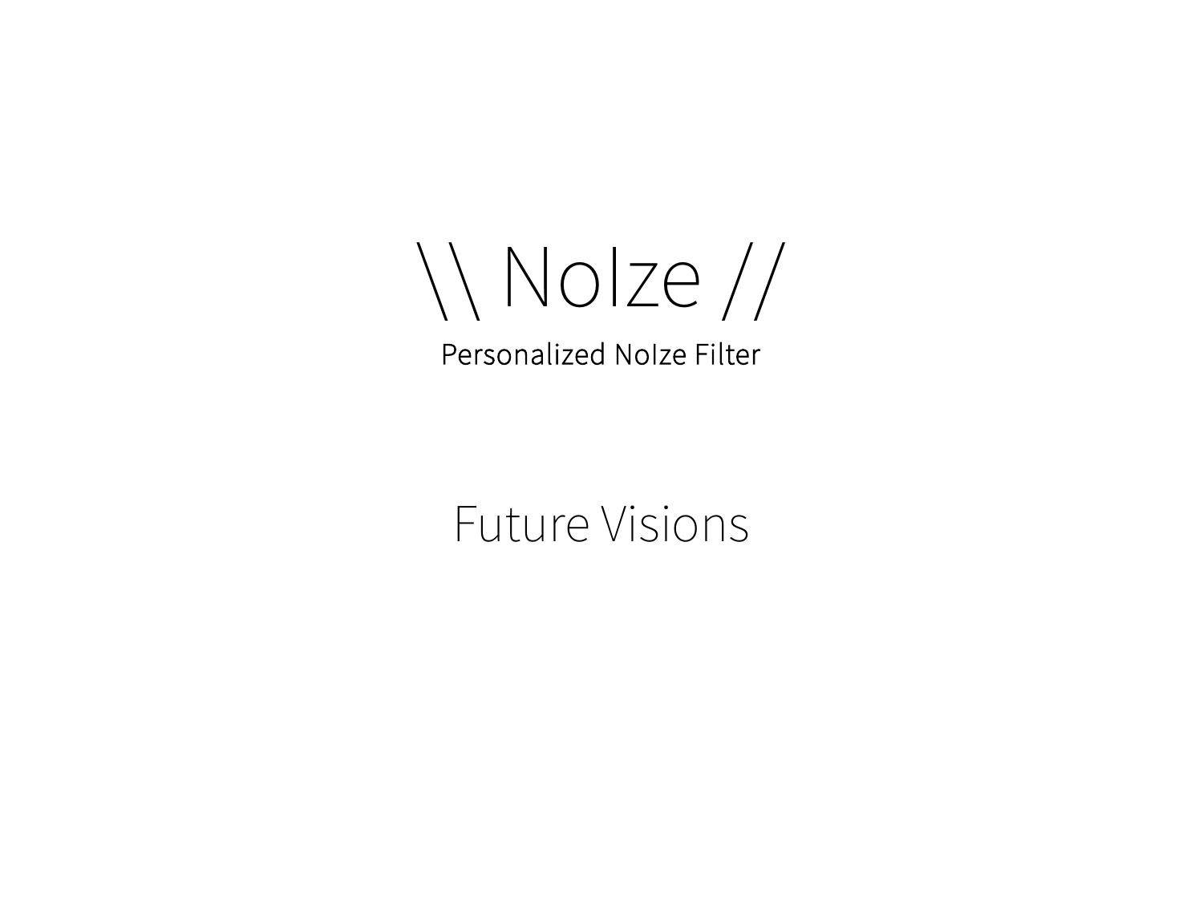# \\ NoIze //

Personalized NoIze Filter

## Future Visions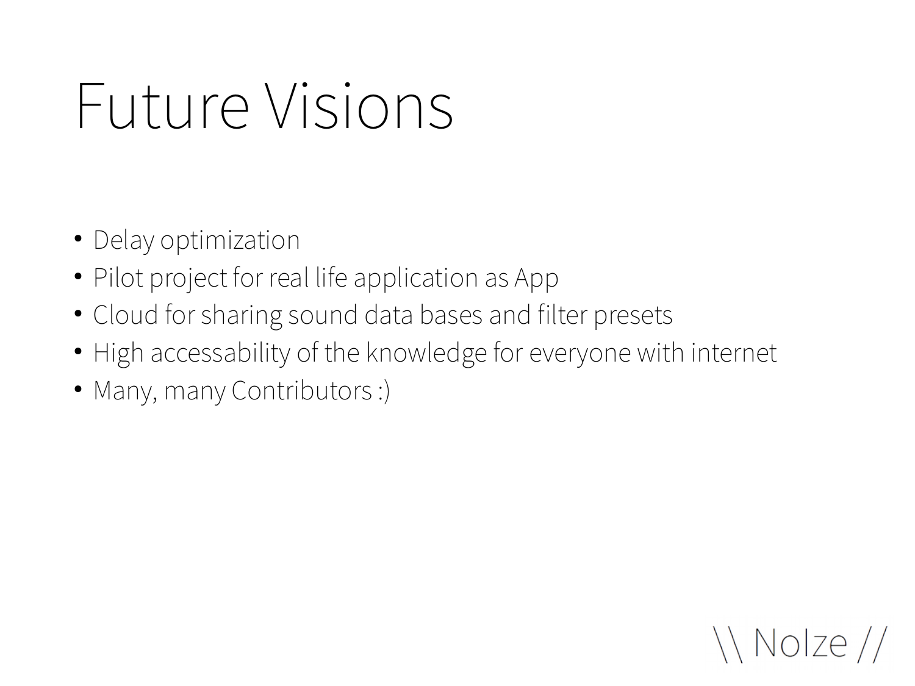# Future Visions

- Delay optimization
- Pilot project for real life application as App
- Cloud for sharing sound data bases and filter presets
- High accessability of the knowledge for everyone with internet
- Many, many Contributors :)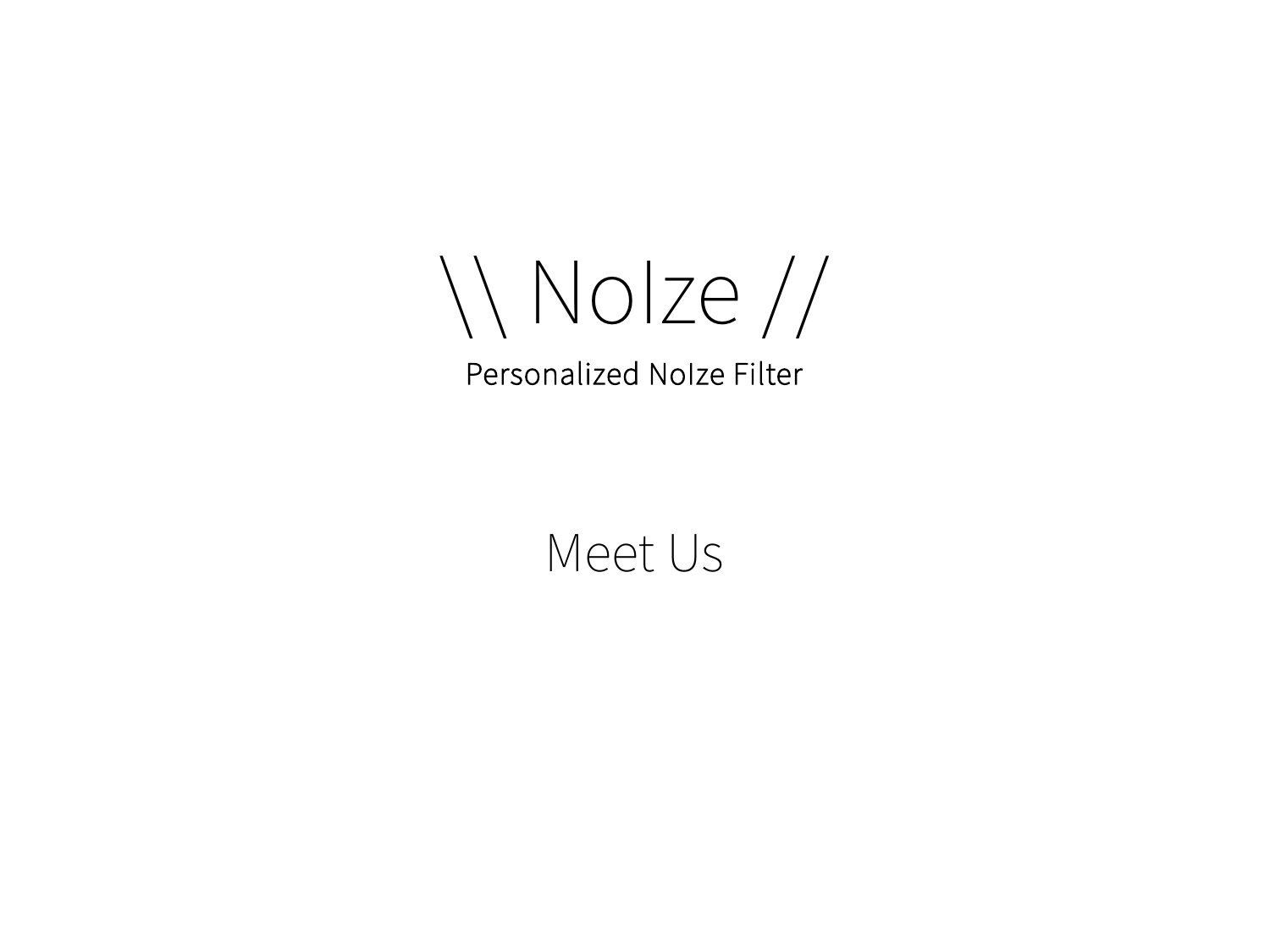# \\ NoIze //

Personalized NoIze Filter

## Meet Us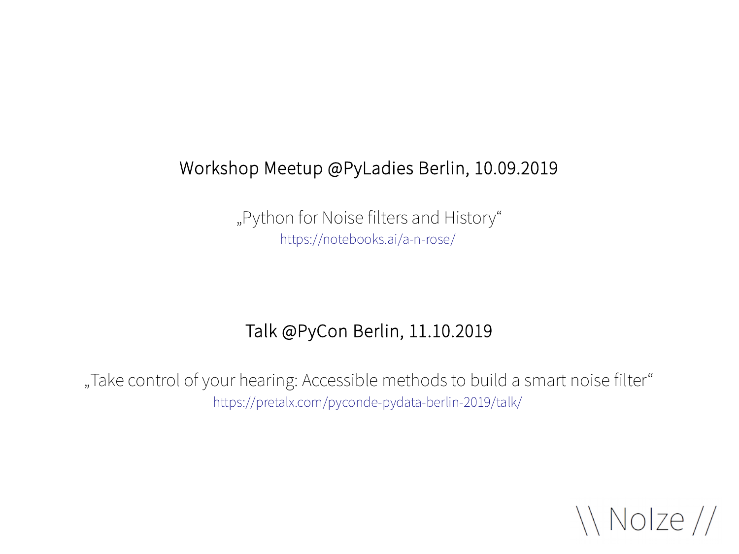## Workshop Meetup @PyLadies Berlin, 10.09.2019

„Python for Noise filters and History“
https://notebooks.ai/a-n-rose/

## Talk @PyCon Berlin, 11.10.2019

„Take control of your hearing: Accessible methods to build a smart noise filter“
https://pretalx.com/pyconde-pydata-berlin-2019/talk/

\\ NoIze //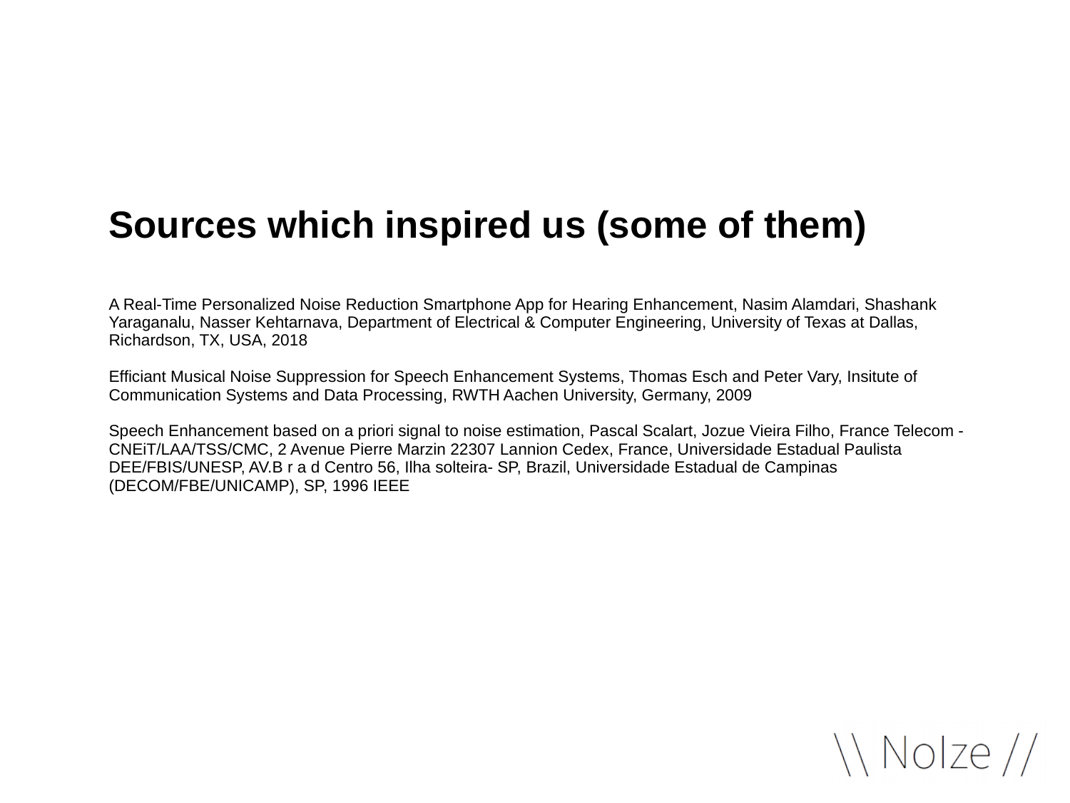# Sources which inspired us (some of them)

A Real-Time Personalized Noise Reduction Smartphone App for Hearing Enhancement, Nasim Alamdari, Shashank Yaraganalu, Nasser Kehtarnava, Department of Electrical & Computer Engineering, University of Texas at Dallas, Richardson, TX, USA, 2018

Efficiant Musical Noise Suppression for Speech Enhancement Systems, Thomas Esch and Peter Vary, Insitute of Communication Systems and Data Processing, RWTH Aachen University, Germany, 2009

Speech Enhancement based on a priori signal to noise estimation, Pascal Scalart, Jozue Vieira Filho, France Telecom - CNEiT/LAA/TSS/CMC, 2 Avenue Pierre Marzin 22307 Lannion Cedex, France, Universidade Estadual Paulista DEE/FBIS/UNESP, AV.B r a d Centro 56, Ilha solteira- SP, Brazil, Universidade Estadual de Campinas (DECOM/FBE/UNICAMP), SP, 1996 IEEE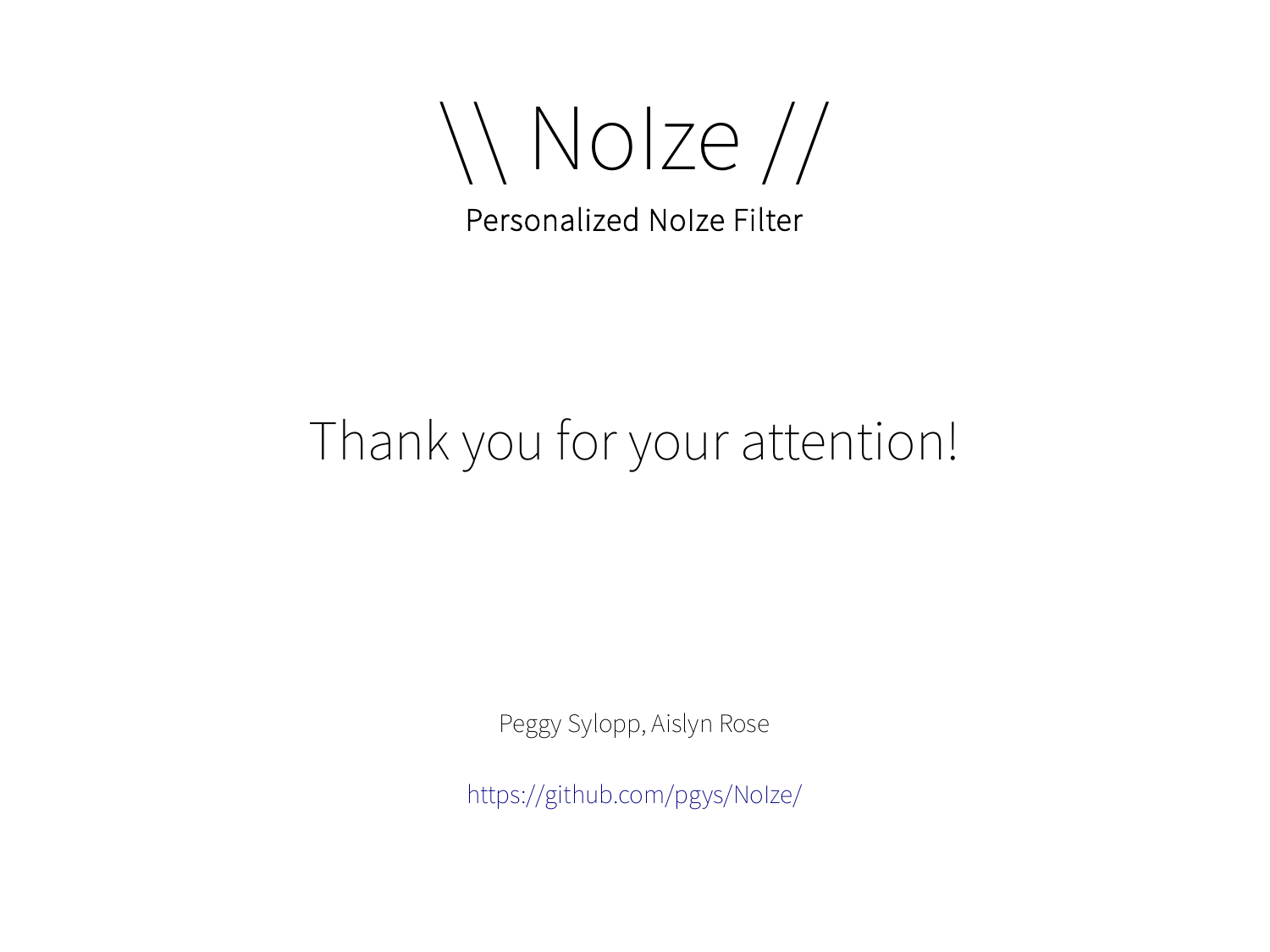# \\ NoIze //

Personalized NoIze Filter

## Thank you for your attention!

Peggy Sylopp, Aislyn Rose

https://github.com/pgys/NoIze/